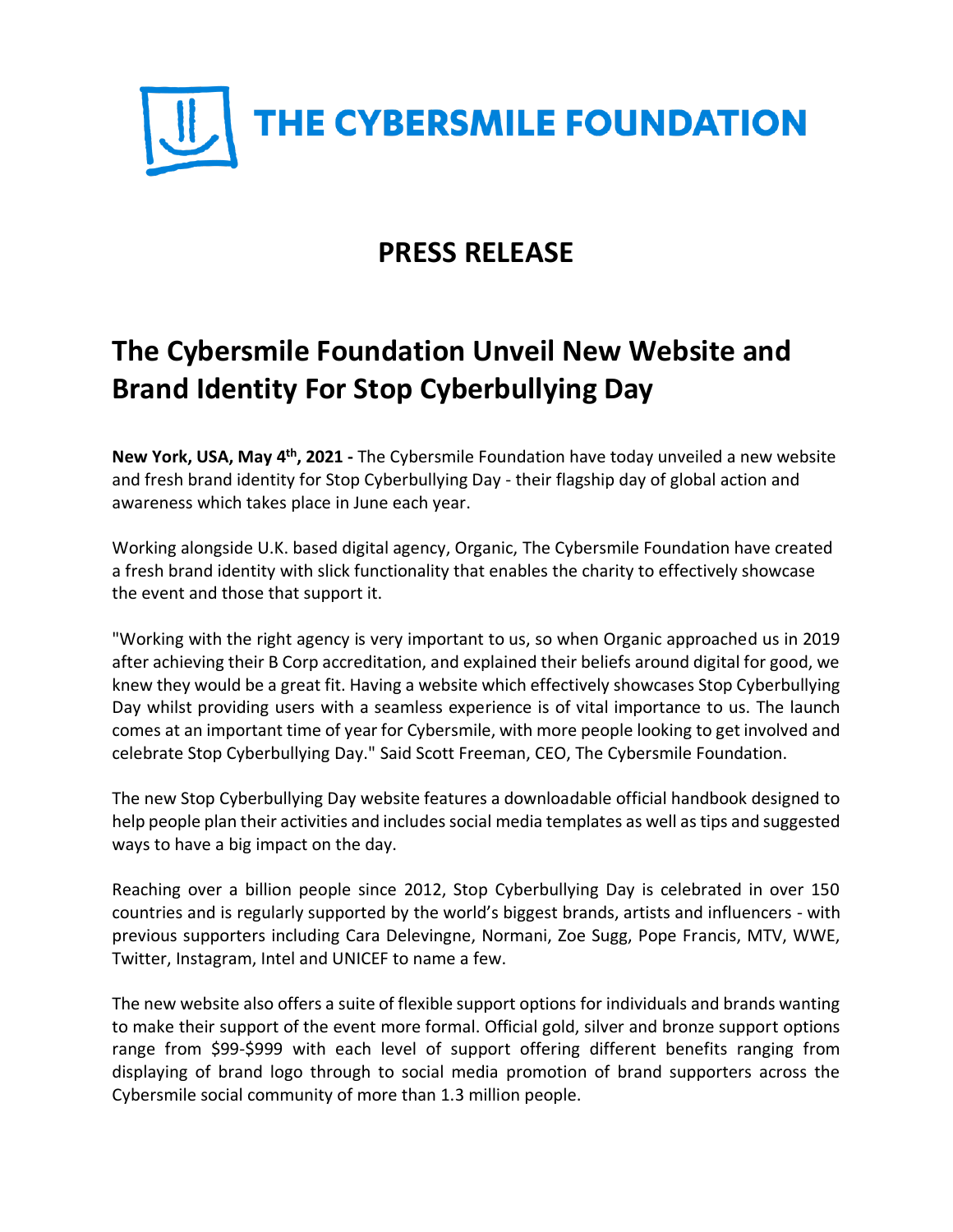# THE CYBERSMILE FOUNDATION

## PRESS RELEASE

# The Cybersmile Foundation Unveil New Website and Brand Identity For Stop Cyberbullying Day

**New York, USA, May 4th, 2021 -** The Cybersmile Foundation have today unveiled a new website and fresh brand identity for Stop Cyberbullying Day - their flagship day of global action and awareness which takes place in June each year.

Working alongside U.K. based digital agency, Organic, The Cybersmile Foundation have created a fresh brand identity with slick functionality that enables the charity to effectively showcase the event and those that support it.

"Working with the right agency is very important to us, so when Organic approached us in 2019 after achieving their B Corp accreditation, and explained their beliefs around digital for good, we knew they would be a great fit. Having a website which effectively showcases Stop Cyberbullying Day whilst providing users with a seamless experience is of vital importance to us. The launch comes at an important time of year for Cybersmile, with more people looking to get involved and celebrate Stop Cyberbullying Day." Said Scott Freeman, CEO, The Cybersmile Foundation.

The new Stop Cyberbullying Day website features a downloadable official handbook designed to help people plan their activities and includes social media templates as well as tips and suggested ways to have a big impact on the day.

Reaching over a billion people since 2012, Stop Cyberbullying Day is celebrated in over 150 countries and is regularly supported by the world's biggest brands, artists and influencers - with previous supporters including Cara Delevingne, Normani, Zoe Sugg, Pope Francis, MTV, WWE, Twitter, Instagram, Intel and UNICEF to name a few.

The new website also offers a suite of flexible support options for individuals and brands wanting to make their support of the event more formal. Official gold, silver and bronze support options range from $99-$999 with each level of support offering different benefits ranging from displaying of brand logo through to social media promotion of brand supporters across the Cybersmile social community of more than 1.3 million people.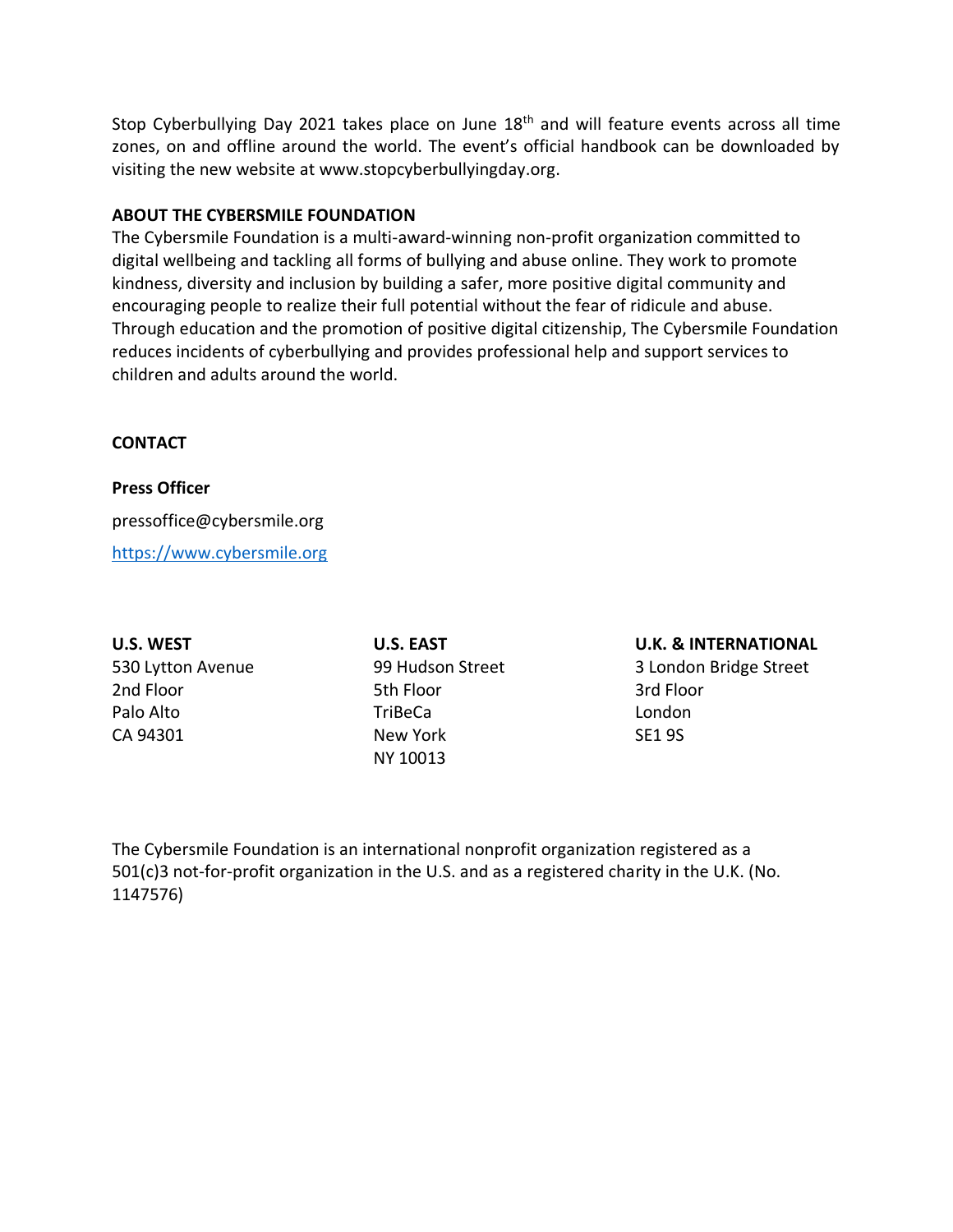Stop Cyberbullying Day 2021 takes place on June 18th and will feature events across all time zones, on and offline around the world. The event's official handbook can be downloaded by visiting the new website at www.stopcyberbullyingday.org.

**ABOUT THE CYBERSMILE FOUNDATION**

The Cybersmile Foundation is a multi-award-winning non-profit organization committed to digital wellbeing and tackling all forms of bullying and abuse online. They work to promote kindness, diversity and inclusion by building a safer, more positive digital community and encouraging people to realize their full potential without the fear of ridicule and abuse. Through education and the promotion of positive digital citizenship, The Cybersmile Foundation reduces incidents of cyberbullying and provides professional help and support services to children and adults around the world.

**CONTACT**

**Press Officer**

pressoffice@cybersmile.org

https://www.cybersmile.org

**U.S. WEST**
530 Lytton Avenue
2nd Floor
Palo Alto
CA 94301

**U.S. EAST**
99 Hudson Street
5th Floor
TriBeCa
New York
NY 10013

**U.K. & INTERNATIONAL**
3 London Bridge Street
3rd Floor
London
SE1 9S

The Cybersmile Foundation is an international nonprofit organization registered as a 501(c)3 not-for-profit organization in the U.S. and as a registered charity in the U.K. (No. 1147576)